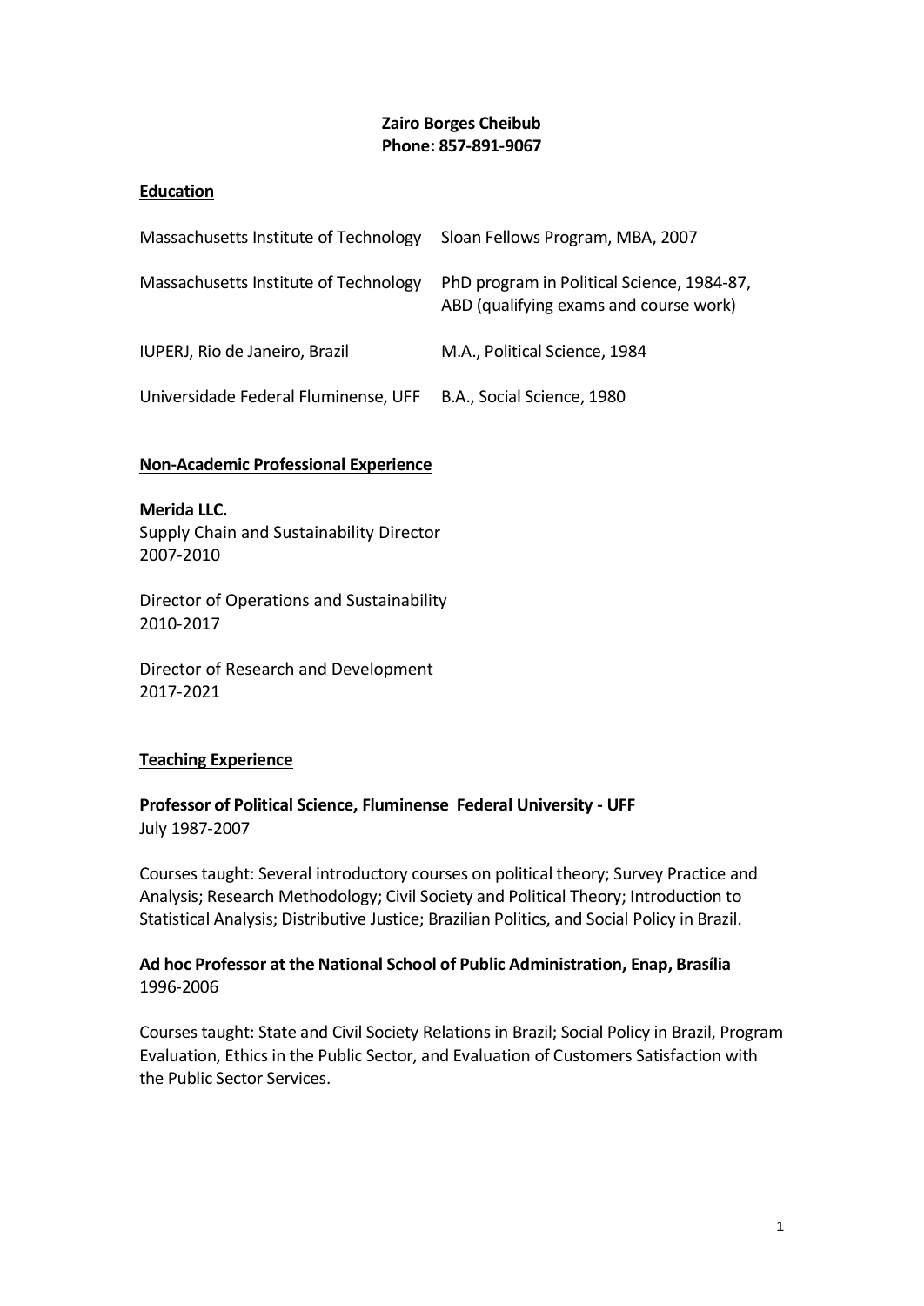**Zairo Borges Cheibub**
**Phone: 857-891-9067**

## Education

| | |
|---|---|
| Massachusetts Institute of Technology | Sloan Fellows Program, MBA, 2007 |
| Massachusetts Institute of Technology | PhD program in Political Science, 1984-87, ABD (qualifying exams and course work) |
| IUPERJ, Rio de Janeiro, Brazil | M.A., Political Science, 1984 |
| Universidade Federal Fluminense, UFF | B.A., Social Science, 1980 |

## Non-Academic Professional Experience

**Merida LLC.**
Supply Chain and Sustainability Director
2007-2010

Director of Operations and Sustainability
2010-2017

Director of Research and Development
2017-2021

## Teaching Experience

**Professor of Political Science, Fluminense Federal University - UFF**
July 1987-2007

Courses taught: Several introductory courses on political theory; Survey Practice and Analysis; Research Methodology; Civil Society and Political Theory; Introduction to Statistical Analysis; Distributive Justice; Brazilian Politics, and Social Policy in Brazil.

**Ad hoc Professor at the National School of Public Administration, Enap, Brasília**
1996-2006

Courses taught: State and Civil Society Relations in Brazil; Social Policy in Brazil, Program Evaluation, Ethics in the Public Sector, and Evaluation of Customers Satisfaction with the Public Sector Services.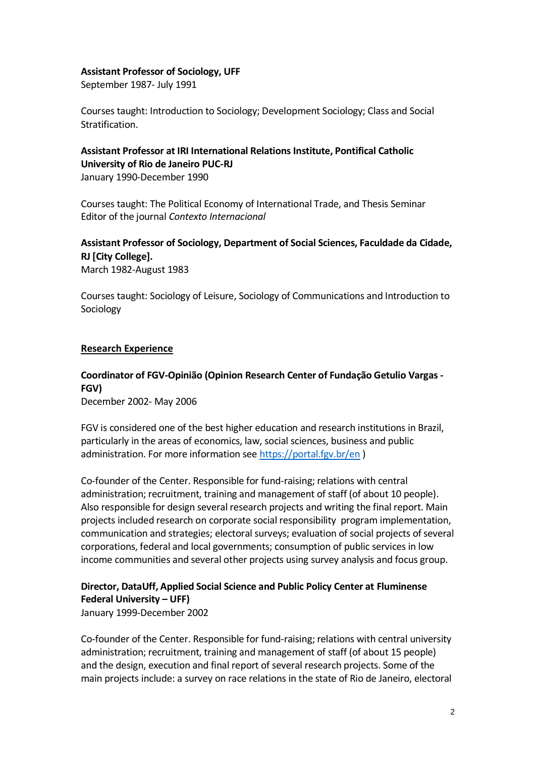**Assistant Professor of Sociology, UFF**
September 1987- July 1991

Courses taught: Introduction to Sociology; Development Sociology; Class and Social Stratification.

**Assistant Professor at IRI International Relations Institute, Pontifical Catholic University of Rio de Janeiro PUC-RJ**
January 1990-December 1990

Courses taught: The Political Economy of International Trade, and Thesis Seminar
Editor of the journal *Contexto Internacional*

**Assistant Professor of Sociology, Department of Social Sciences, Faculdade da Cidade, RJ [City College].**
March 1982-August 1983

Courses taught: Sociology of Leisure, Sociology of Communications and Introduction to Sociology

## Research Experience

**Coordinator of FGV-Opinião (Opinion Research Center of Fundação Getulio Vargas - FGV)**
December 2002- May 2006

FGV is considered one of the best higher education and research institutions in Brazil, particularly in the areas of economics, law, social sciences, business and public administration. For more information see https://portal.fgv.br/en )

Co-founder of the Center. Responsible for fund-raising; relations with central administration; recruitment, training and management of staff (of about 10 people). Also responsible for design several research projects and writing the final report. Main projects included research on corporate social responsibility program implementation, communication and strategies; electoral surveys; evaluation of social projects of several corporations, federal and local governments; consumption of public services in low income communities and several other projects using survey analysis and focus group.

**Director, DataUff, Applied Social Science and Public Policy Center at Fluminense Federal University – UFF)**
January 1999-December 2002

Co-founder of the Center. Responsible for fund-raising; relations with central university administration; recruitment, training and management of staff (of about 15 people) and the design, execution and final report of several research projects. Some of the main projects include: a survey on race relations in the state of Rio de Janeiro, electoral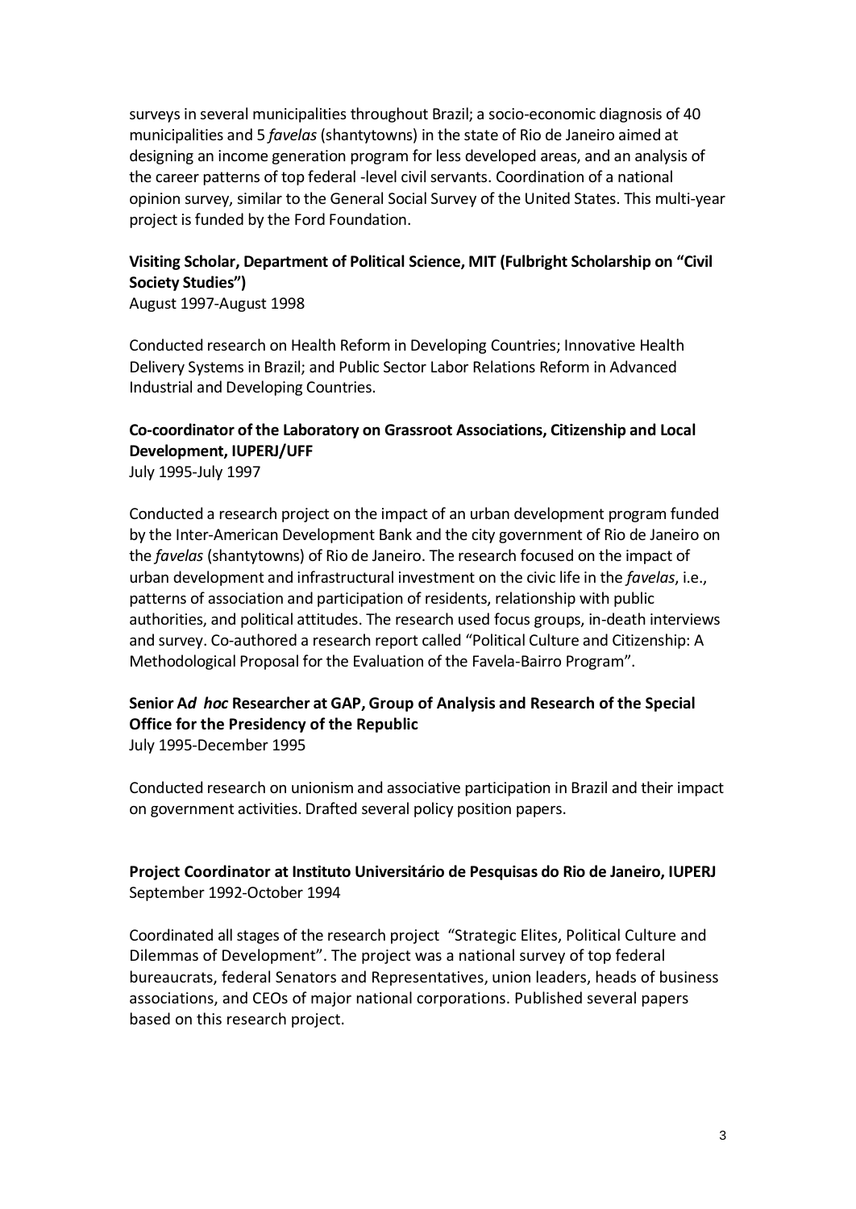surveys in several municipalities throughout Brazil; a socio-economic diagnosis of 40 municipalities and 5 *favelas* (shantytowns) in the state of Rio de Janeiro aimed at designing an income generation program for less developed areas, and an analysis of the career patterns of top federal -level civil servants. Coordination of a national opinion survey, similar to the General Social Survey of the United States. This multi-year project is funded by the Ford Foundation.

**Visiting Scholar, Department of Political Science, MIT (Fulbright Scholarship on "Civil Society Studies")**
August 1997-August 1998

Conducted research on Health Reform in Developing Countries; Innovative Health Delivery Systems in Brazil; and Public Sector Labor Relations Reform in Advanced Industrial and Developing Countries.

**Co-coordinator of the Laboratory on Grassroot Associations, Citizenship and Local Development, IUPERJ/UFF**
July 1995-July 1997

Conducted a research project on the impact of an urban development program funded by the Inter-American Development Bank and the city government of Rio de Janeiro on the *favelas* (shantytowns) of Rio de Janeiro. The research focused on the impact of urban development and infrastructural investment on the civic life in the *favelas*, i.e., patterns of association and participation of residents, relationship with public authorities, and political attitudes. The research used focus groups, in-death interviews and survey. Co-authored a research report called "Political Culture and Citizenship: A Methodological Proposal for the Evaluation of the Favela-Bairro Program".

**Senior A*d hoc* Researcher at GAP, Group of Analysis and Research of the Special Office for the Presidency of the Republic**
July 1995-December 1995

Conducted research on unionism and associative participation in Brazil and their impact on government activities. Drafted several policy position papers.

**Project Coordinator at Instituto Universitário de Pesquisas do Rio de Janeiro, IUPERJ**
September 1992-October 1994

Coordinated all stages of the research project "Strategic Elites, Political Culture and Dilemmas of Development". The project was a national survey of top federal bureaucrats, federal Senators and Representatives, union leaders, heads of business associations, and CEOs of major national corporations. Published several papers based on this research project.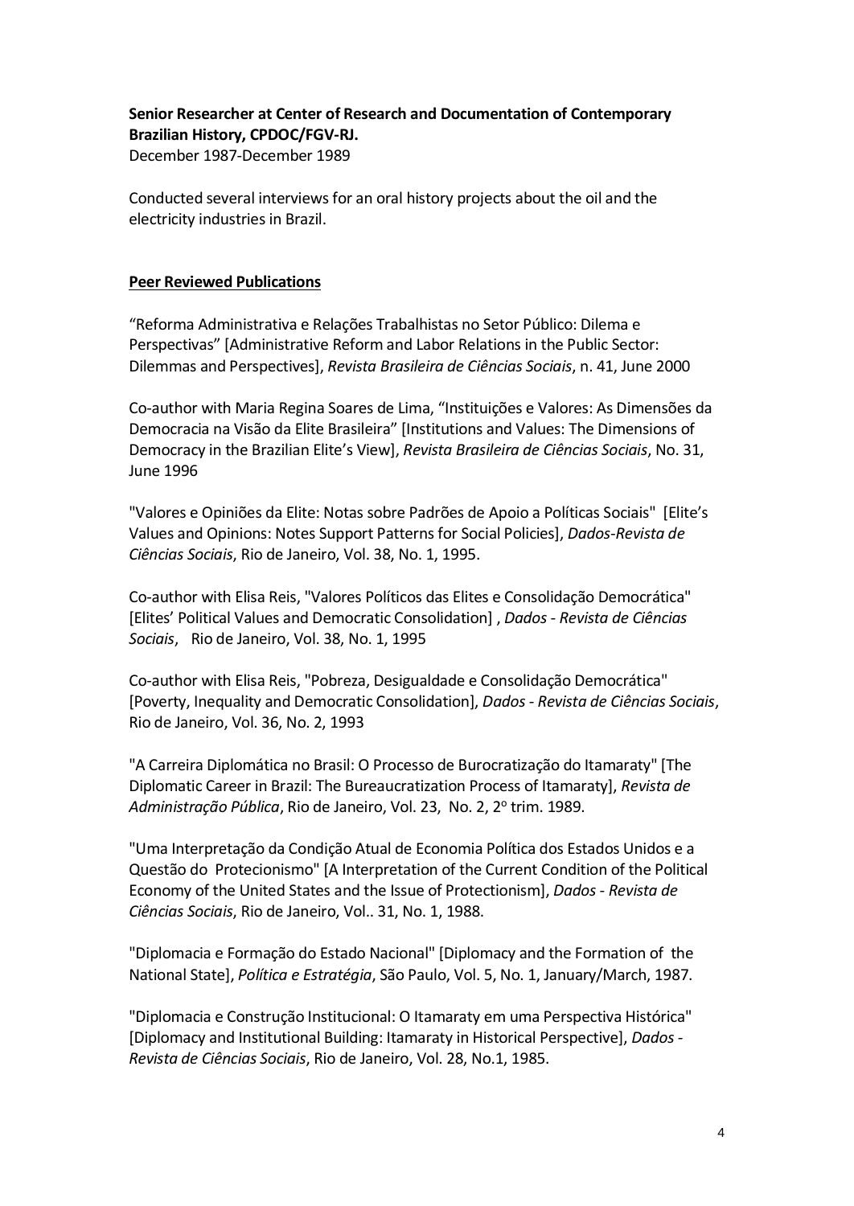**Senior Researcher at Center of Research and Documentation of Contemporary Brazilian History, CPDOC/FGV-RJ.**
December 1987-December 1989

Conducted several interviews for an oral history projects about the oil and the electricity industries in Brazil.

## Peer Reviewed Publications

"Reforma Administrativa e Relações Trabalhistas no Setor Público: Dilema e Perspectivas" [Administrative Reform and Labor Relations in the Public Sector: Dilemmas and Perspectives], *Revista Brasileira de Ciências Sociais*, n. 41, June 2000

Co-author with Maria Regina Soares de Lima, "Instituições e Valores: As Dimensões da Democracia na Visão da Elite Brasileira" [Institutions and Values: The Dimensions of Democracy in the Brazilian Elite's View], *Revista Brasileira de Ciências Sociais*, No. 31, June 1996

"Valores e Opiniões da Elite: Notas sobre Padrões de Apoio a Políticas Sociais" [Elite's Values and Opinions: Notes Support Patterns for Social Policies], *Dados-Revista de Ciências Sociais*, Rio de Janeiro, Vol. 38, No. 1, 1995.

Co-author with Elisa Reis, "Valores Políticos das Elites e Consolidação Democrática" [Elites' Political Values and Democratic Consolidation] , *Dados - Revista de Ciências Sociais*, Rio de Janeiro, Vol. 38, No. 1, 1995

Co-author with Elisa Reis, "Pobreza, Desigualdade e Consolidação Democrática" [Poverty, Inequality and Democratic Consolidation], *Dados - Revista de Ciências Sociais*, Rio de Janeiro, Vol. 36, No. 2, 1993

"A Carreira Diplomática no Brasil: O Processo de Burocratização do Itamaraty" [The Diplomatic Career in Brazil: The Bureaucratization Process of Itamaraty], *Revista de Administração Pública*, Rio de Janeiro, Vol. 23, No. 2, 2º trim. 1989.

"Uma Interpretação da Condição Atual de Economia Política dos Estados Unidos e a Questão do Protecionismo" [A Interpretation of the Current Condition of the Political Economy of the United States and the Issue of Protectionism], *Dados - Revista de Ciências Sociais*, Rio de Janeiro, Vol.. 31, No. 1, 1988.

"Diplomacia e Formação do Estado Nacional" [Diplomacy and the Formation of the National State], *Política e Estratégia*, São Paulo, Vol. 5, No. 1, January/March, 1987.

"Diplomacia e Construção Institucional: O Itamaraty em uma Perspectiva Histórica" [Diplomacy and Institutional Building: Itamaraty in Historical Perspective], *Dados - Revista de Ciências Sociais*, Rio de Janeiro, Vol. 28, No.1, 1985.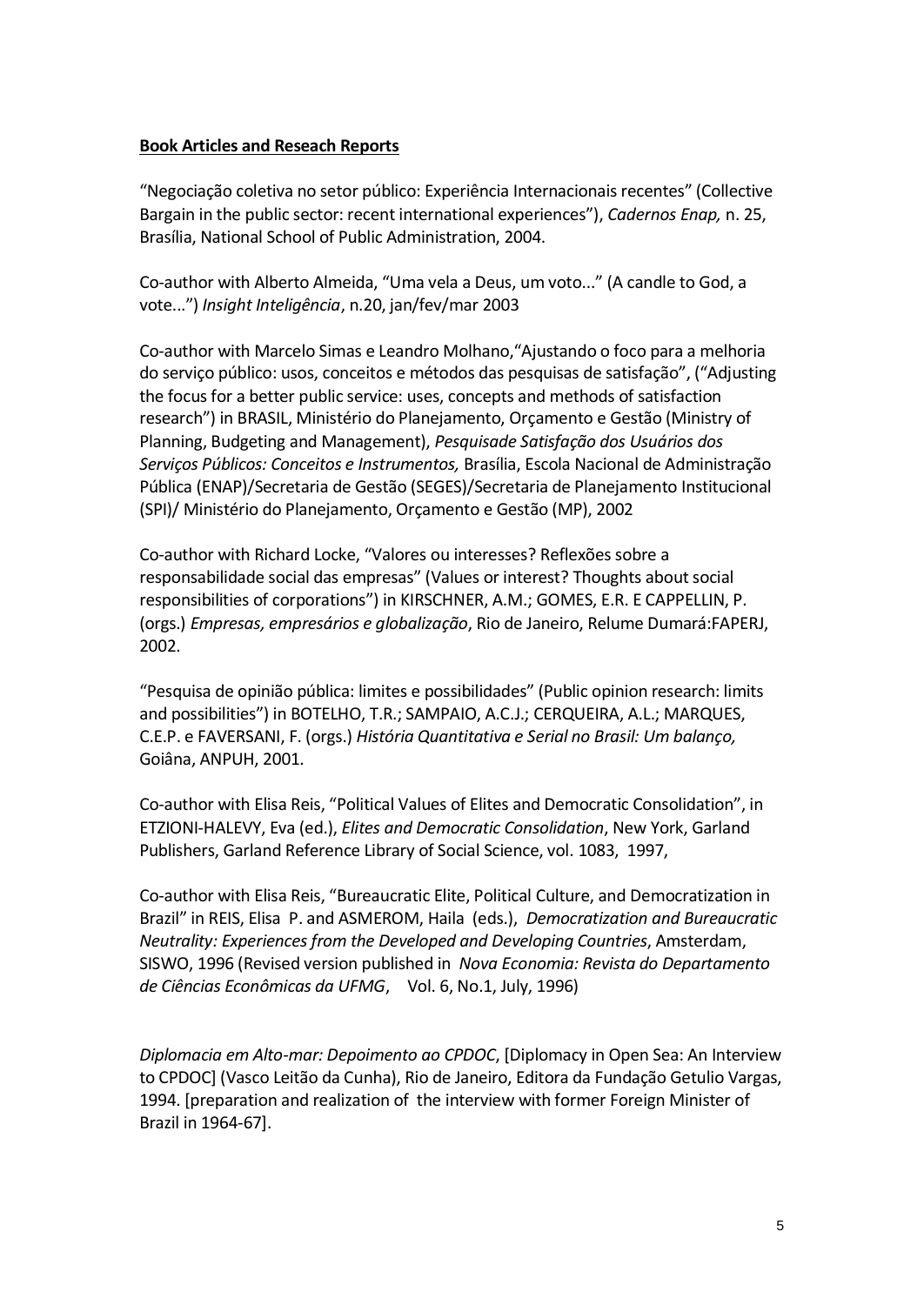**Book Articles and Reseach Reports**

"Negociação coletiva no setor público: Experiência Internacionais recentes" (Collective Bargain in the public sector: recent international experiences"), *Cadernos Enap,* n. 25, Brasília, National School of Public Administration, 2004.

Co-author with Alberto Almeida, "Uma vela a Deus, um voto..." (A candle to God, a vote...") *Insight Inteligência*, n.20, jan/fev/mar 2003

Co-author with Marcelo Simas e Leandro Molhano,"Ajustando o foco para a melhoria do serviço público: usos, conceitos e métodos das pesquisas de satisfação", ("Adjusting the focus for a better public service: uses, concepts and methods of satisfaction research") in BRASIL, Ministério do Planejamento, Orçamento e Gestão (Ministry of Planning, Budgeting and Management), *Pesquisade Satisfação dos Usuários dos Serviços Públicos: Conceitos e Instrumentos,* Brasília, Escola Nacional de Administração Pública (ENAP)/Secretaria de Gestão (SEGES)/Secretaria de Planejamento Institucional (SPI)/ Ministério do Planejamento, Orçamento e Gestão (MP), 2002

Co-author with Richard Locke, "Valores ou interesses? Reflexões sobre a responsabilidade social das empresas" (Values or interest? Thoughts about social responsibilities of corporations") in KIRSCHNER, A.M.; GOMES, E.R. E CAPPELLIN, P. (orgs.) *Empresas, empresários e globalização*, Rio de Janeiro, Relume Dumará:FAPERJ, 2002.

"Pesquisa de opinião pública: limites e possibilidades" (Public opinion research: limits and possibilities") in BOTELHO, T.R.; SAMPAIO, A.C.J.; CERQUEIRA, A.L.; MARQUES, C.E.P. e FAVERSANI, F. (orgs.) *História Quantitativa e Serial no Brasil: Um balanço,* Goiâna, ANPUH, 2001.

Co-author with Elisa Reis, "Political Values of Elites and Democratic Consolidation", in ETZIONI-HALEVY, Eva (ed.), *Elites and Democratic Consolidation*, New York, Garland Publishers, Garland Reference Library of Social Science, vol. 1083, 1997,

Co-author with Elisa Reis, "Bureaucratic Elite, Political Culture, and Democratization in Brazil" in REIS, Elisa P. and ASMEROM, Haila (eds.), *Democratization and Bureaucratic Neutrality: Experiences from the Developed and Developing Countries*, Amsterdam, SISWO, 1996 (Revised version published in *Nova Economia: Revista do Departamento de Ciências Econômicas da UFMG*, Vol. 6, No.1, July, 1996)

*Diplomacia em Alto-mar: Depoimento ao CPDOC*, [Diplomacy in Open Sea: An Interview to CPDOC] (Vasco Leitão da Cunha), Rio de Janeiro, Editora da Fundação Getulio Vargas, 1994. [preparation and realization of the interview with former Foreign Minister of Brazil in 1964-67].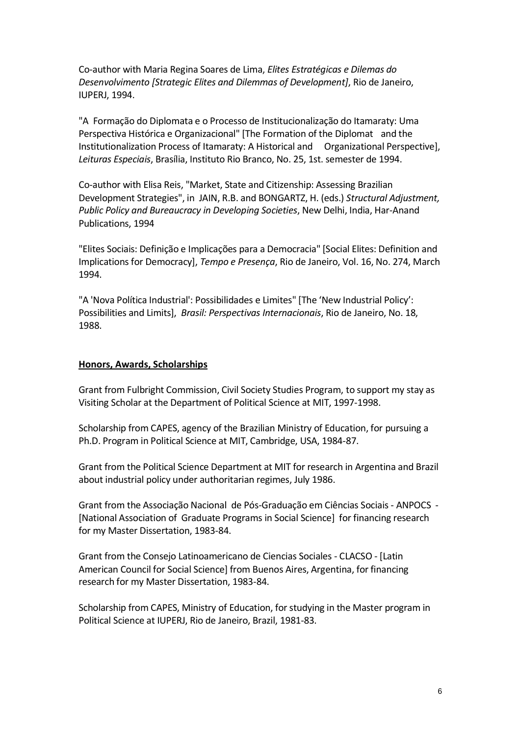Co-author with Maria Regina Soares de Lima, *Elites Estratégicas e Dilemas do Desenvolvimento [Strategic Elites and Dilemmas of Development]*, Rio de Janeiro, IUPERJ, 1994.

"A Formação do Diplomata e o Processo de Institucionalização do Itamaraty: Uma Perspectiva Histórica e Organizacional" [The Formation of the Diplomat and the Institutionalization Process of Itamaraty: A Historical and Organizational Perspective], *Leituras Especiais*, Brasília, Instituto Rio Branco, No. 25, 1st. semester de 1994.

Co-author with Elisa Reis, "Market, State and Citizenship: Assessing Brazilian Development Strategies", in JAIN, R.B. and BONGARTZ, H. (eds.) *Structural Adjustment, Public Policy and Bureaucracy in Developing Societies*, New Delhi, India, Har-Anand Publications, 1994

"Elites Sociais: Definição e Implicações para a Democracia" [Social Elites: Definition and Implications for Democracy], *Tempo e Presença*, Rio de Janeiro, Vol. 16, No. 274, March 1994.

"A 'Nova Política Industrial': Possibilidades e Limites" [The 'New Industrial Policy': Possibilities and Limits], *Brasil: Perspectivas Internacionais*, Rio de Janeiro, No. 18, 1988.

## Honors, Awards, Scholarships

Grant from Fulbright Commission, Civil Society Studies Program, to support my stay as Visiting Scholar at the Department of Political Science at MIT, 1997-1998.

Scholarship from CAPES, agency of the Brazilian Ministry of Education, for pursuing a Ph.D. Program in Political Science at MIT, Cambridge, USA, 1984-87.

Grant from the Political Science Department at MIT for research in Argentina and Brazil about industrial policy under authoritarian regimes, July 1986.

Grant from the Associação Nacional de Pós-Graduação em Ciências Sociais - ANPOCS - [National Association of Graduate Programs in Social Science] for financing research for my Master Dissertation, 1983-84.

Grant from the Consejo Latinoamericano de Ciencias Sociales - CLACSO - [Latin American Council for Social Science] from Buenos Aires, Argentina, for financing research for my Master Dissertation, 1983-84.

Scholarship from CAPES, Ministry of Education, for studying in the Master program in Political Science at IUPERJ, Rio de Janeiro, Brazil, 1981-83.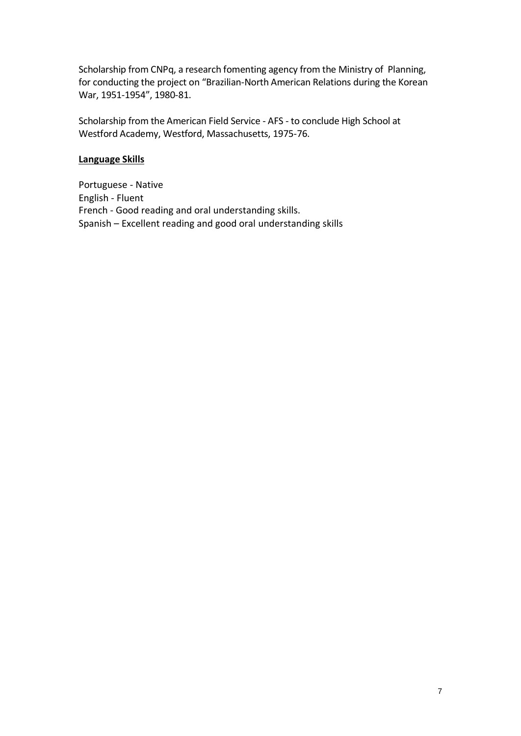Scholarship from CNPq, a research fomenting agency from the Ministry of Planning, for conducting the project on "Brazilian-North American Relations during the Korean War, 1951-1954", 1980-81.

Scholarship from the American Field Service - AFS - to conclude High School at Westford Academy, Westford, Massachusetts, 1975-76.

## Language Skills

Portuguese - Native
English - Fluent
French - Good reading and oral understanding skills.
Spanish – Excellent reading and good oral understanding skills